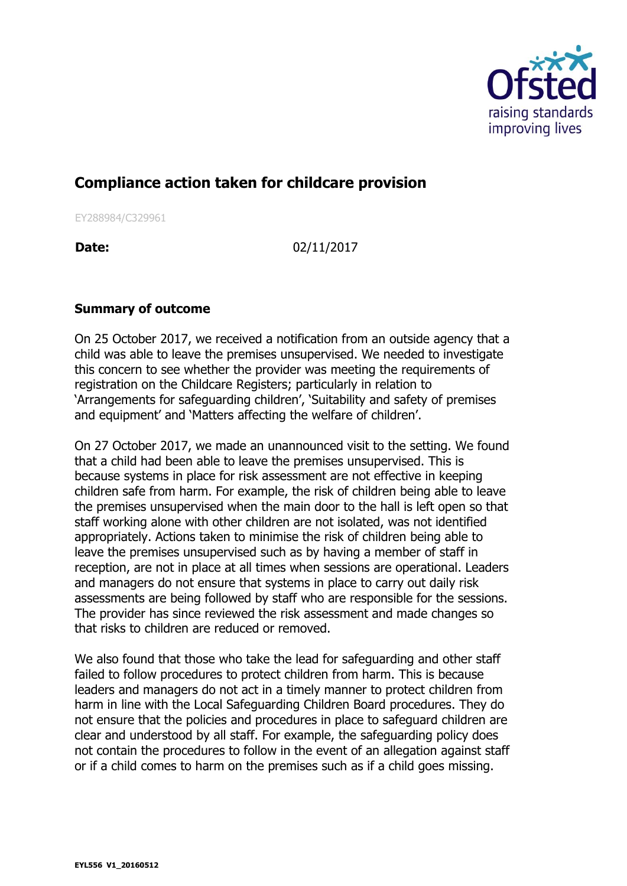# Compliance action taken for childcare provision

EY288984/C329961

**Date:** 02/11/2017

## Summary of outcome

On 25 October 2017, we received a notification from an outside agency that a child was able to leave the premises unsupervised. We needed to investigate this concern to see whether the provider was meeting the requirements of registration on the Childcare Registers; particularly in relation to 'Arrangements for safeguarding children', 'Suitability and safety of premises and equipment' and 'Matters affecting the welfare of children'.

On 27 October 2017, we made an unannounced visit to the setting. We found that a child had been able to leave the premises unsupervised. This is because systems in place for risk assessment are not effective in keeping children safe from harm. For example, the risk of children being able to leave the premises unsupervised when the main door to the hall is left open so that staff working alone with other children are not isolated, was not identified appropriately. Actions taken to minimise the risk of children being able to leave the premises unsupervised such as by having a member of staff in reception, are not in place at all times when sessions are operational. Leaders and managers do not ensure that systems in place to carry out daily risk assessments are being followed by staff who are responsible for the sessions. The provider has since reviewed the risk assessment and made changes so that risks to children are reduced or removed.

We also found that those who take the lead for safeguarding and other staff failed to follow procedures to protect children from harm. This is because leaders and managers do not act in a timely manner to protect children from harm in line with the Local Safeguarding Children Board procedures. They do not ensure that the policies and procedures in place to safeguard children are clear and understood by all staff. For example, the safeguarding policy does not contain the procedures to follow in the event of an allegation against staff or if a child comes to harm on the premises such as if a child goes missing.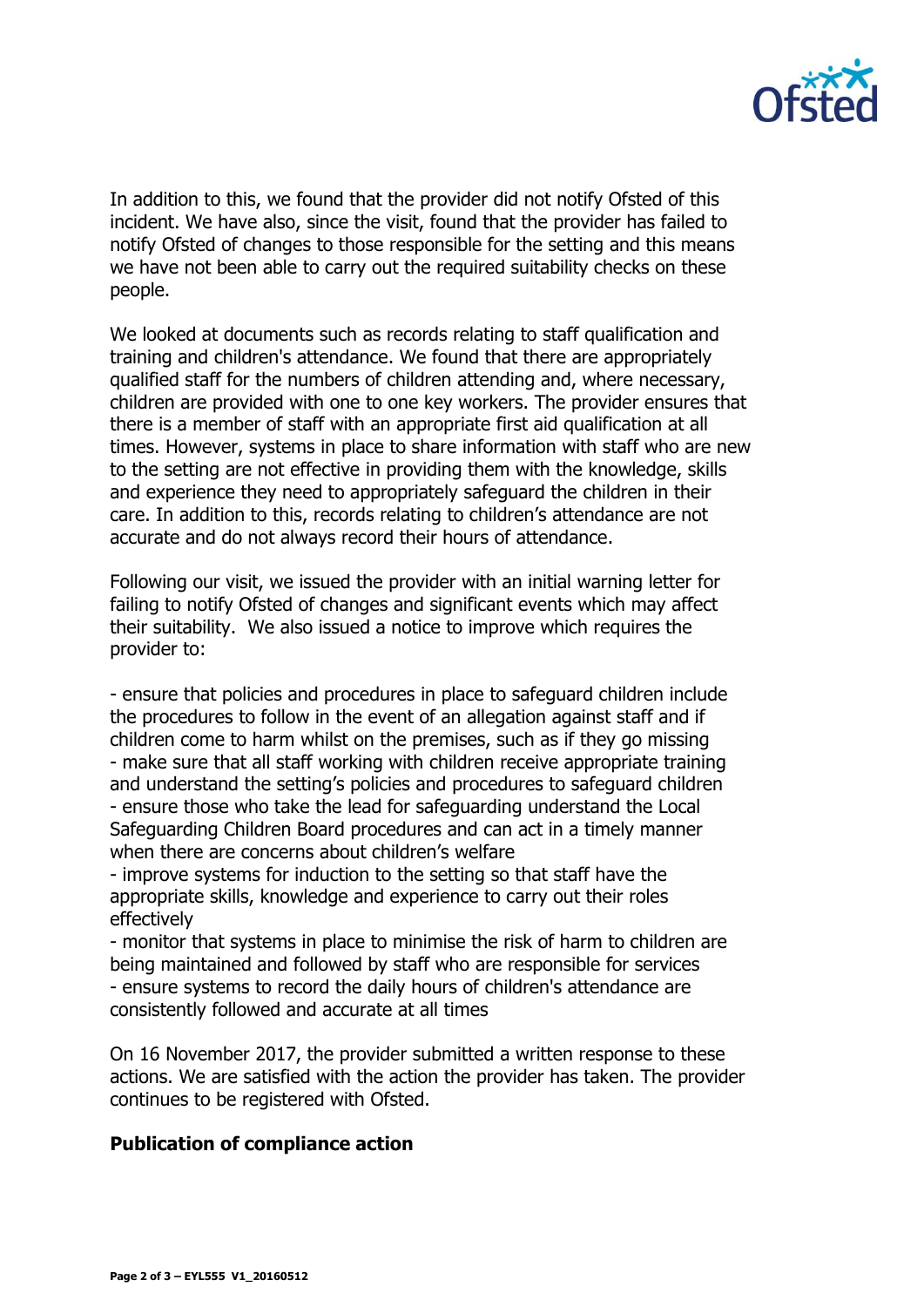In addition to this, we found that the provider did not notify Ofsted of this incident. We have also, since the visit, found that the provider has failed to notify Ofsted of changes to those responsible for the setting and this means we have not been able to carry out the required suitability checks on these people.

We looked at documents such as records relating to staff qualification and training and children's attendance. We found that there are appropriately qualified staff for the numbers of children attending and, where necessary, children are provided with one to one key workers. The provider ensures that there is a member of staff with an appropriate first aid qualification at all times. However, systems in place to share information with staff who are new to the setting are not effective in providing them with the knowledge, skills and experience they need to appropriately safeguard the children in their care. In addition to this, records relating to children's attendance are not accurate and do not always record their hours of attendance.

Following our visit, we issued the provider with an initial warning letter for failing to notify Ofsted of changes and significant events which may affect their suitability. We also issued a notice to improve which requires the provider to:

- ensure that policies and procedures in place to safeguard children include the procedures to follow in the event of an allegation against staff and if children come to harm whilst on the premises, such as if they go missing
- make sure that all staff working with children receive appropriate training and understand the setting's policies and procedures to safeguard children
- ensure those who take the lead for safeguarding understand the Local Safeguarding Children Board procedures and can act in a timely manner when there are concerns about children's welfare
- improve systems for induction to the setting so that staff have the appropriate skills, knowledge and experience to carry out their roles effectively
- monitor that systems in place to minimise the risk of harm to children are being maintained and followed by staff who are responsible for services
- ensure systems to record the daily hours of children's attendance are consistently followed and accurate at all times

On 16 November 2017, the provider submitted a written response to these actions. We are satisfied with the action the provider has taken. The provider continues to be registered with Ofsted.

**Publication of compliance action**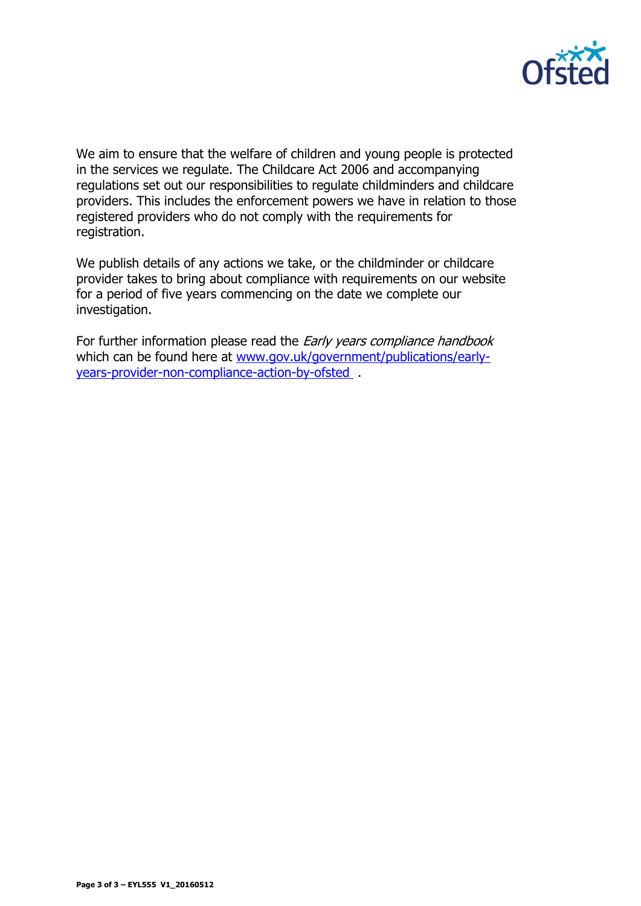We aim to ensure that the welfare of children and young people is protected in the services we regulate. The Childcare Act 2006 and accompanying regulations set out our responsibilities to regulate childminders and childcare providers. This includes the enforcement powers we have in relation to those registered providers who do not comply with the requirements for registration.

We publish details of any actions we take, or the childminder or childcare provider takes to bring about compliance with requirements on our website for a period of five years commencing on the date we complete our investigation.

For further information please read the *Early years compliance handbook* which can be found here at [www.gov.uk/government/publications/early-years-provider-non-compliance-action-by-ofsted](www.gov.uk/government/publications/early-years-provider-non-compliance-action-by-ofsted) .